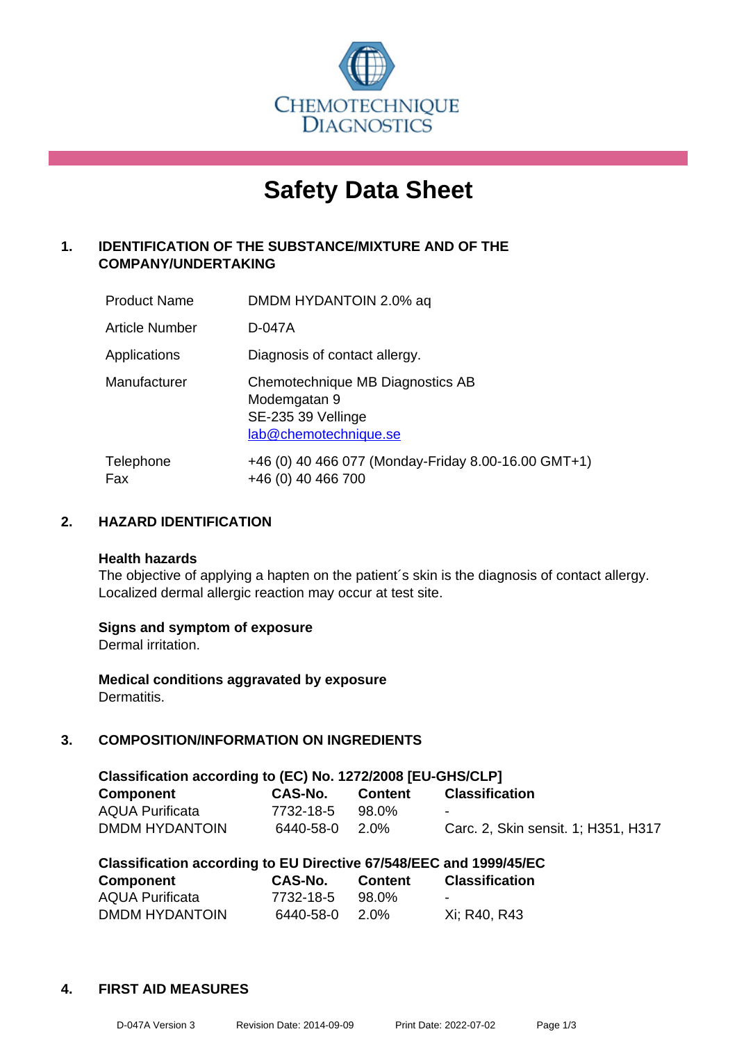CHEMOTECHNIQUE DIAGNOSTICS

# Safety Data Sheet

## 1. IDENTIFICATION OF THE SUBSTANCE/MIXTURE AND OF THE COMPANY/UNDERTAKING

| | |
|---|---|
| Product Name | DMDM HYDANTOIN 2.0% aq |
| Article Number | D-047A |
| Applications | Diagnosis of contact allergy. |
| Manufacturer | Chemotechnique MB Diagnostics AB<br>Modemgatan 9<br>SE-235 39 Vellinge<br>lab@chemotechnique.se |
| Telephone<br>Fax | +46 (0) 40 466 077 (Monday-Friday 8.00-16.00 GMT+1)<br>+46 (0) 40 466 700 |

## 2. HAZARD IDENTIFICATION

**Health hazards**
The objective of applying a hapten on the patient´s skin is the diagnosis of contact allergy. Localized dermal allergic reaction may occur at test site.

**Signs and symptom of exposure**
Dermal irritation.

**Medical conditions aggravated by exposure**
Dermatitis.

## 3. COMPOSITION/INFORMATION ON INGREDIENTS

**Classification according to (EC) No. 1272/2008 [EU-GHS/CLP]**

| Component | CAS-No. | Content | Classification |
|---|---|---|---|
| AQUA Purificata | 7732-18-5 | 98.0% | - |
| DMDM HYDANTOIN | 6440-58-0 | 2.0% | Carc. 2, Skin sensit. 1; H351, H317 |

**Classification according to EU Directive 67/548/EEC and 1999/45/EC**

| Component | CAS-No. | Content | Classification |
|---|---|---|---|
| AQUA Purificata | 7732-18-5 | 98.0% | - |
| DMDM HYDANTOIN | 6440-58-0 | 2.0% | Xi; R40, R43 |

## 4. FIRST AID MEASURES

D-047A Version 3 Revision Date: 2014-09-09 Print Date: 2022-07-02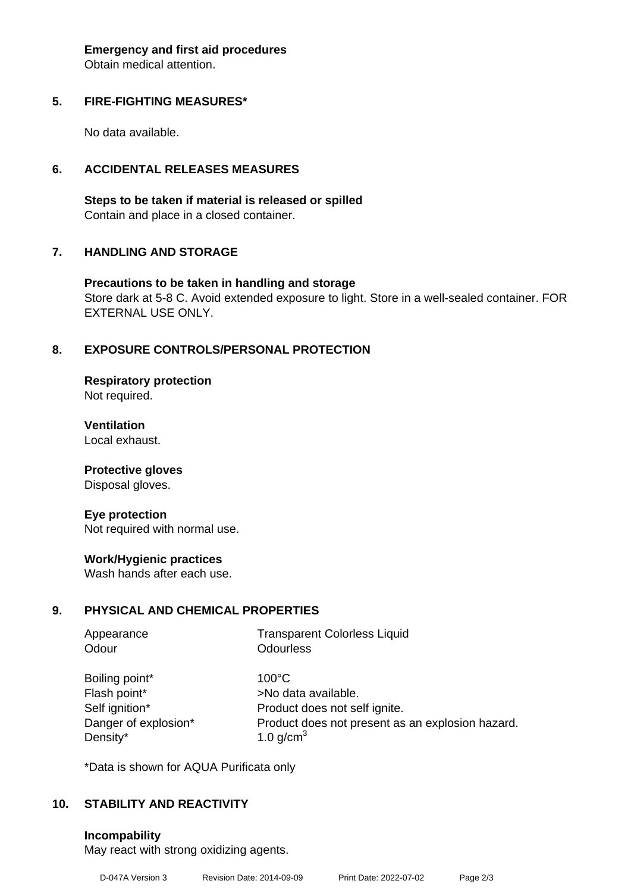**Emergency and first aid procedures**
Obtain medical attention.

## 5. FIRE-FIGHTING MEASURES*

No data available.

## 6. ACCIDENTAL RELEASES MEASURES

**Steps to be taken if material is released or spilled**
Contain and place in a closed container.

## 7. HANDLING AND STORAGE

**Precautions to be taken in handling and storage**
Store dark at 5-8 C. Avoid extended exposure to light. Store in a well-sealed container. FOR EXTERNAL USE ONLY.

## 8. EXPOSURE CONTROLS/PERSONAL PROTECTION

**Respiratory protection**
Not required.

**Ventilation**
Local exhaust.

**Protective gloves**
Disposal gloves.

**Eye protection**
Not required with normal use.

**Work/Hygienic practices**
Wash hands after each use.

## 9. PHYSICAL AND CHEMICAL PROPERTIES

| | |
|---|---|
| Appearance | Transparent Colorless Liquid |
| Odour | Odourless |
| Boiling point* | 100°C |
| Flash point* | >No data available. |
| Self ignition* | Product does not self ignite. |
| Danger of explosion* | Product does not present as an explosion hazard. |
| Density* | 1.0 g/cm$^3$ |

*Data is shown for AQUA Purificata only

## 10. STABILITY AND REACTIVITY

**Incompability**
May react with strong oxidizing agents.

D-047A Version 3 Revision Date: 2014-09-09 Print Date: 2022-07-02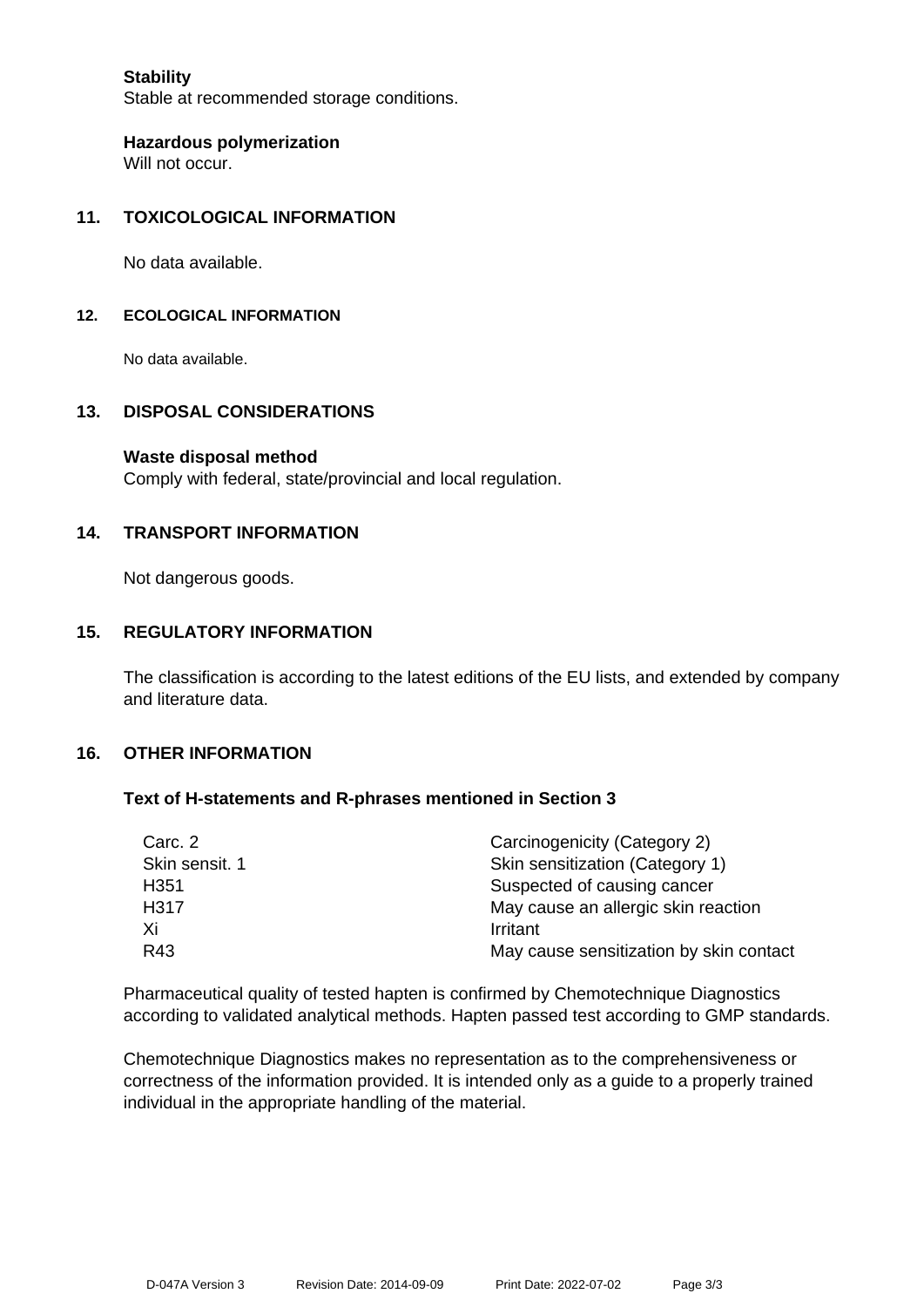**Stability**
Stable at recommended storage conditions.

**Hazardous polymerization**
Will not occur.

## 11. TOXICOLOGICAL INFORMATION

No data available.

## 12. ECOLOGICAL INFORMATION

No data available.

## 13. DISPOSAL CONSIDERATIONS

**Waste disposal method**
Comply with federal, state/provincial and local regulation.

## 14. TRANSPORT INFORMATION

Not dangerous goods.

## 15. REGULATORY INFORMATION

The classification is according to the latest editions of the EU lists, and extended by company and literature data.

## 16. OTHER INFORMATION

**Text of H-statements and R-phrases mentioned in Section 3**

| | |
|---|---|
| Carc. 2 | Carcinogenicity (Category 2) |
| Skin sensit. 1 | Skin sensitization (Category 1) |
| H351 | Suspected of causing cancer |
| H317 | May cause an allergic skin reaction |
| Xi | Irritant |
| R43 | May cause sensitization by skin contact |

Pharmaceutical quality of tested hapten is confirmed by Chemotechnique Diagnostics according to validated analytical methods. Hapten passed test according to GMP standards.

Chemotechnique Diagnostics makes no representation as to the comprehensiveness or correctness of the information provided. It is intended only as a guide to a properly trained individual in the appropriate handling of the material.

D-047A Version 3 Revision Date: 2014-09-09 Print Date: 2022-07-02